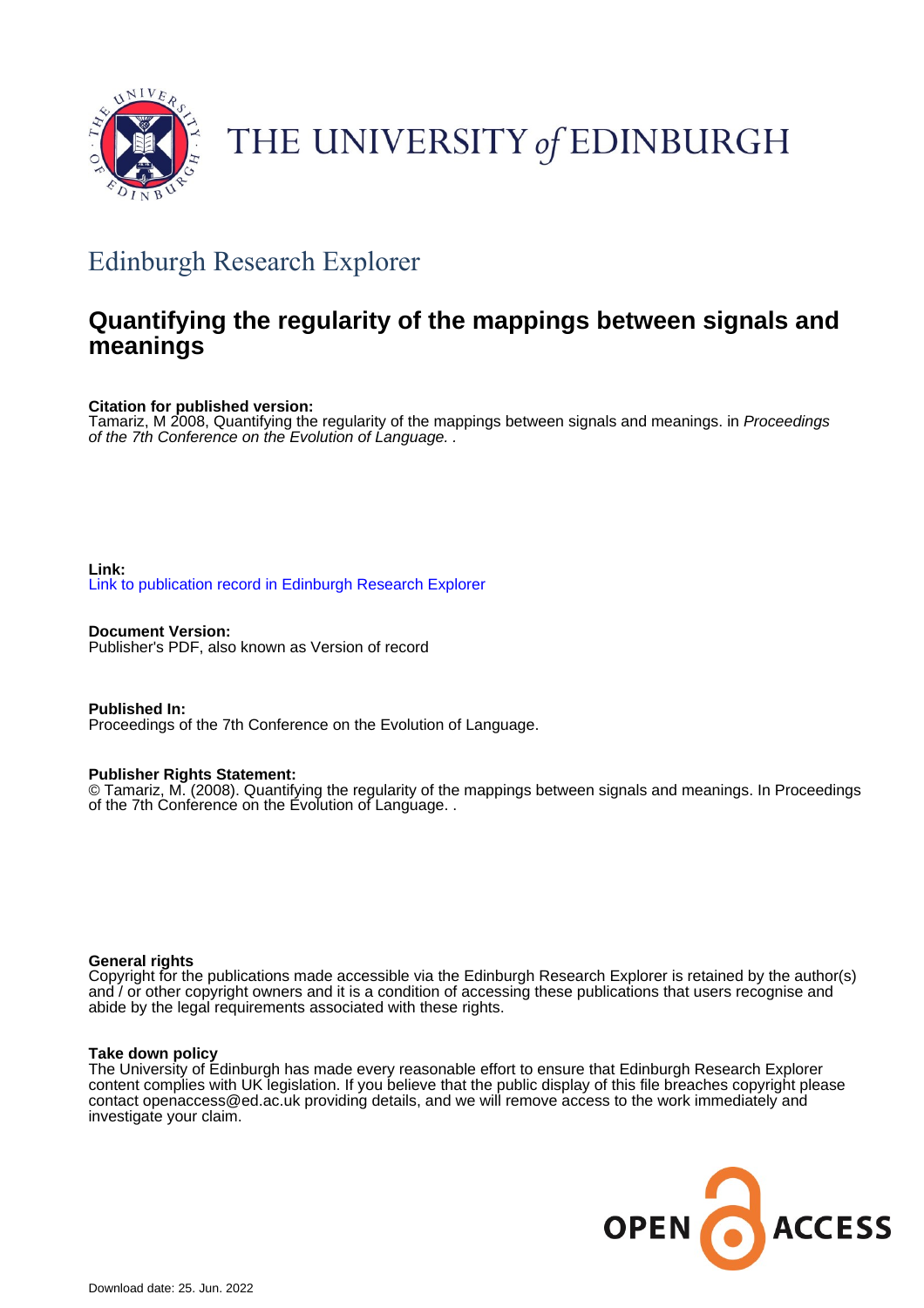THE UNIVERSITY *of* EDINBURGH

## Edinburgh Research Explorer

# Quantifying the regularity of the mappings between signals and meanings

**Citation for published version:**
Tamariz, M 2008, Quantifying the regularity of the mappings between signals and meanings. in *Proceedings of the 7th Conference on the Evolution of Language.* .

**Link:**
Link to publication record in Edinburgh Research Explorer

**Document Version:**
Publisher's PDF, also known as Version of record

**Published In:**
Proceedings of the 7th Conference on the Evolution of Language.

**Publisher Rights Statement:**
© Tamariz, M. (2008). Quantifying the regularity of the mappings between signals and meanings. In Proceedings of the 7th Conference on the Evolution of Language. .

**General rights**
Copyright for the publications made accessible via the Edinburgh Research Explorer is retained by the author(s) and / or other copyright owners and it is a condition of accessing these publications that users recognise and abide by the legal requirements associated with these rights.

**Take down policy**
The University of Edinburgh has made every reasonable effort to ensure that Edinburgh Research Explorer content complies with UK legislation. If you believe that the public display of this file breaches copyright please contact openaccess@ed.ac.uk providing details, and we will remove access to the work immediately and investigate your claim.

OPEN ACCESS

Download date: 25. Jun. 2022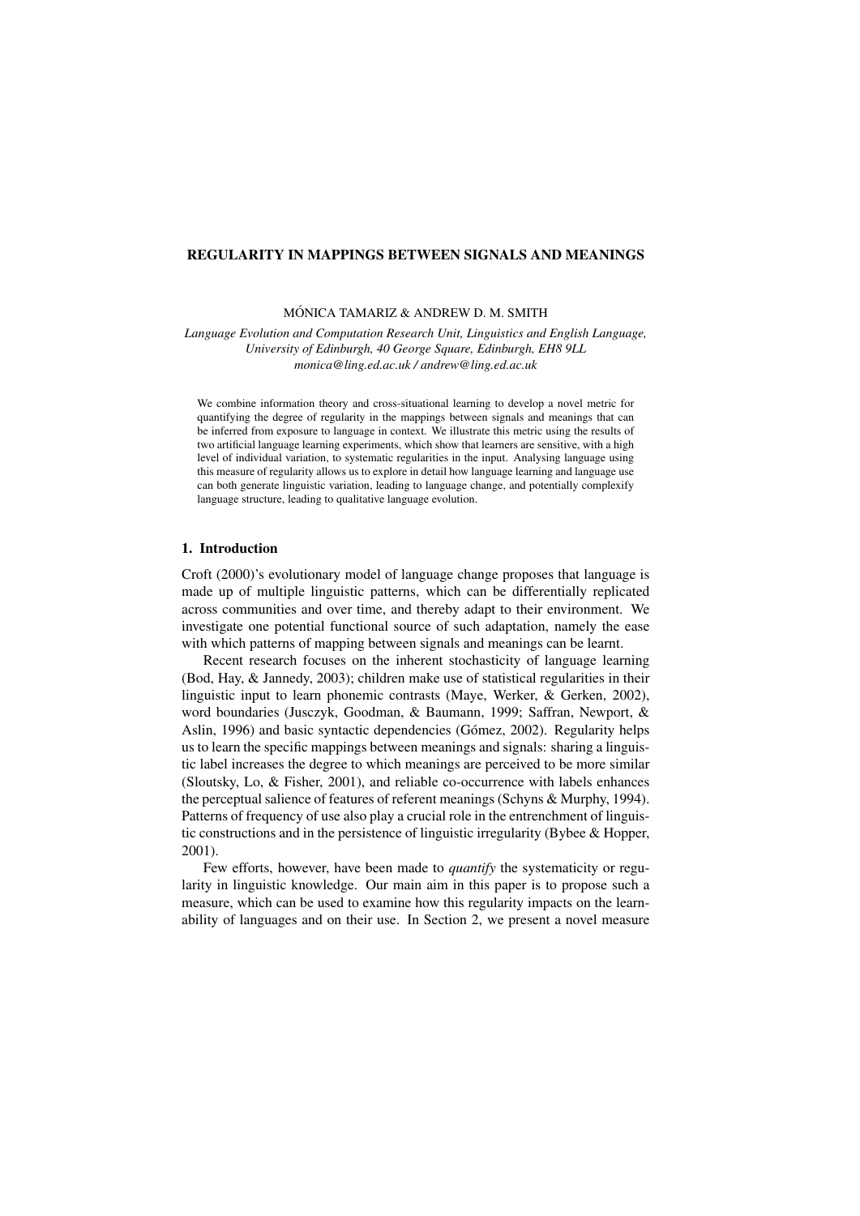## REGULARITY IN MAPPINGS BETWEEN SIGNALS AND MEANINGS

MÓNICA TAMARIZ & ANDREW D. M. SMITH

*Language Evolution and Computation Research Unit, Linguistics and English Language, University of Edinburgh, 40 George Square, Edinburgh, EH8 9LL*
*monica@ling.ed.ac.uk / andrew@ling.ed.ac.uk*

We combine information theory and cross-situational learning to develop a novel metric for quantifying the degree of regularity in the mappings between signals and meanings that can be inferred from exposure to language in context. We illustrate this metric using the results of two artificial language learning experiments, which show that learners are sensitive, with a high level of individual variation, to systematic regularities in the input. Analysing language using this measure of regularity allows us to explore in detail how language learning and language use can both generate linguistic variation, leading to language change, and potentially complexify language structure, leading to qualitative language evolution.

### 1. Introduction

Croft (2000)'s evolutionary model of language change proposes that language is made up of multiple linguistic patterns, which can be differentially replicated across communities and over time, and thereby adapt to their environment. We investigate one potential functional source of such adaptation, namely the ease with which patterns of mapping between signals and meanings can be learnt.

Recent research focuses on the inherent stochasticity of language learning (Bod, Hay, & Jannedy, 2003); children make use of statistical regularities in their linguistic input to learn phonemic contrasts (Maye, Werker, & Gerken, 2002), word boundaries (Jusczyk, Goodman, & Baumann, 1999; Saffran, Newport, & Aslin, 1996) and basic syntactic dependencies (Gómez, 2002). Regularity helps us to learn the specific mappings between meanings and signals: sharing a linguistic label increases the degree to which meanings are perceived to be more similar (Sloutsky, Lo, & Fisher, 2001), and reliable co-occurrence with labels enhances the perceptual salience of features of referent meanings (Schyns & Murphy, 1994). Patterns of frequency of use also play a crucial role in the entrenchment of linguistic constructions and in the persistence of linguistic irregularity (Bybee & Hopper, 2001).

Few efforts, however, have been made to *quantify* the systematicity or regularity in linguistic knowledge. Our main aim in this paper is to propose such a measure, which can be used to examine how this regularity impacts on the learnability of languages and on their use. In Section 2, we present a novel measure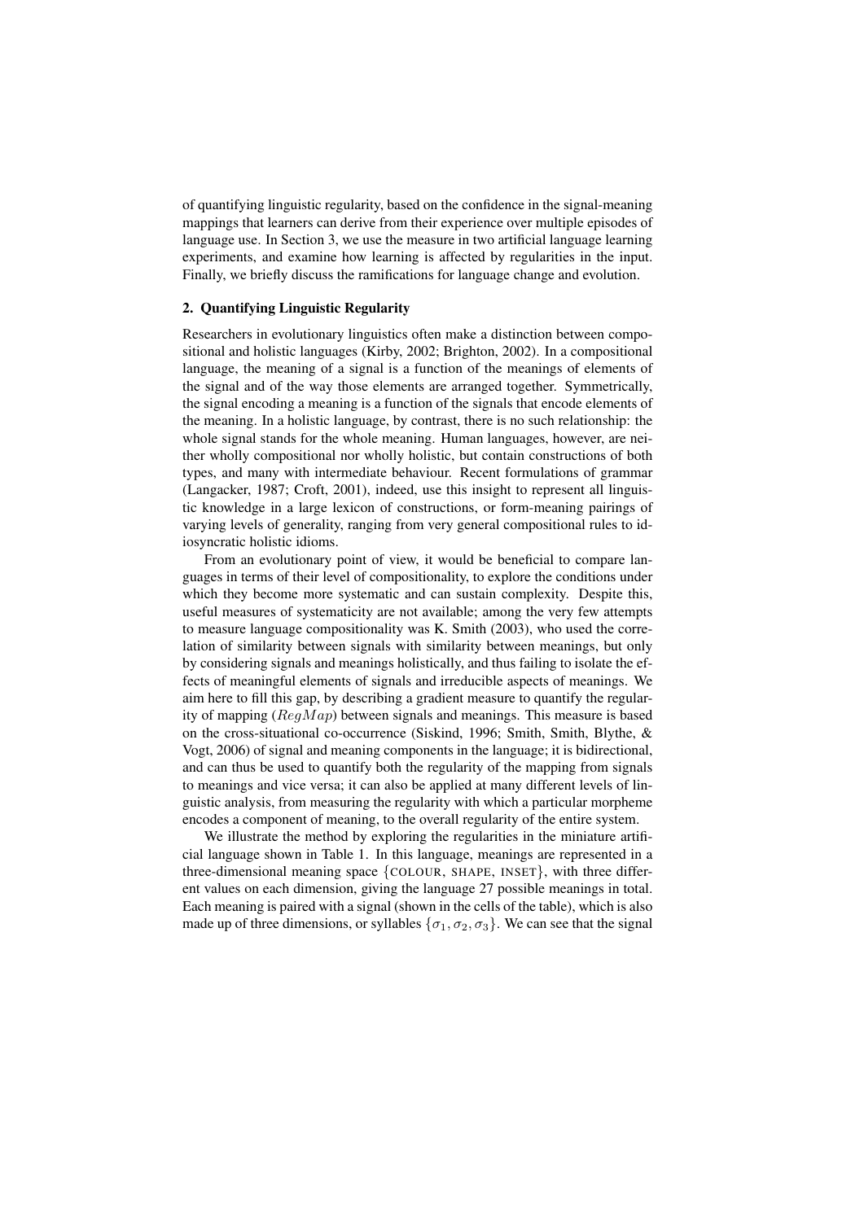of quantifying linguistic regularity, based on the confidence in the signal-meaning mappings that learners can derive from their experience over multiple episodes of language use. In Section 3, we use the measure in two artificial language learning experiments, and examine how learning is affected by regularities in the input. Finally, we briefly discuss the ramifications for language change and evolution.

## 2. Quantifying Linguistic Regularity

Researchers in evolutionary linguistics often make a distinction between compositional and holistic languages (Kirby, 2002; Brighton, 2002). In a compositional language, the meaning of a signal is a function of the meanings of elements of the signal and of the way those elements are arranged together. Symmetrically, the signal encoding a meaning is a function of the signals that encode elements of the meaning. In a holistic language, by contrast, there is no such relationship: the whole signal stands for the whole meaning. Human languages, however, are neither wholly compositional nor wholly holistic, but contain constructions of both types, and many with intermediate behaviour. Recent formulations of grammar (Langacker, 1987; Croft, 2001), indeed, use this insight to represent all linguistic knowledge in a large lexicon of constructions, or form-meaning pairings of varying levels of generality, ranging from very general compositional rules to idiosyncratic holistic idioms.

From an evolutionary point of view, it would be beneficial to compare languages in terms of their level of compositionality, to explore the conditions under which they become more systematic and can sustain complexity. Despite this, useful measures of systematicity are not available; among the very few attempts to measure language compositionality was K. Smith (2003), who used the correlation of similarity between signals with similarity between meanings, but only by considering signals and meanings holistically, and thus failing to isolate the effects of meaningful elements of signals and irreducible aspects of meanings. We aim here to fill this gap, by describing a gradient measure to quantify the regularity of mapping ($RegMap$) between signals and meanings. This measure is based on the cross-situational co-occurrence (Siskind, 1996; Smith, Smith, Blythe, & Vogt, 2006) of signal and meaning components in the language; it is bidirectional, and can thus be used to quantify both the regularity of the mapping from signals to meanings and vice versa; it can also be applied at many different levels of linguistic analysis, from measuring the regularity with which a particular morpheme encodes a component of meaning, to the overall regularity of the entire system.

We illustrate the method by exploring the regularities in the miniature artificial language shown in Table 1. In this language, meanings are represented in a three-dimensional meaning space {COLOUR, SHAPE, INSET}, with three different values on each dimension, giving the language 27 possible meanings in total. Each meaning is paired with a signal (shown in the cells of the table), which is also made up of three dimensions, or syllables $\{\sigma_1, \sigma_2, \sigma_3\}$. We can see that the signal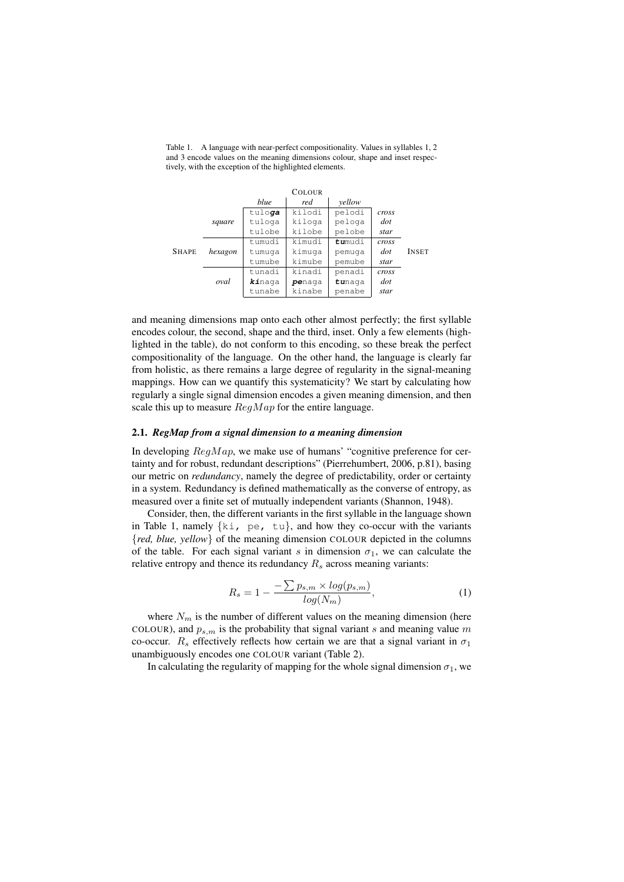Table 1. A language with near-perfect compositionality. Values in syllables 1, 2 and 3 encode values on the meaning dimensions colour, shape and inset respectively, with the exception of the highlighted elements.

| | | COLOUR | | | | |
|---|---|---|---|---|---|---|
| | | *blue* | *red* | *yellow* | | |
| | *square* | tulo**ga** | kilodi | pelodi | *cross* | |
| | | tuloga | kiloga | peloga | *dot* | |
| | | tulobe | kilobe | pelobe | *star* | |
| SHAPE | *hexagon* | tumudi | kimudi | **tu**mudi | *cross* | INSET |
| | | tumuga | kimuga | pemuga | *dot* | |
| | | tumube | kimube | pemube | *star* | |
| | *oval* | tunadi | kinadi | penadi | *cross* | |
| | | **ki**naga | **pe**naga | **tu**naga | *dot* | |
| | | tunabe | kinabe | penabe | *star* | |

and meaning dimensions map onto each other almost perfectly; the first syllable encodes colour, the second, shape and the third, inset. Only a few elements (highlighted in the table), do not conform to this encoding, so these break the perfect compositionality of the language. On the other hand, the language is clearly far from holistic, as there remains a large degree of regularity in the signal-meaning mappings. How can we quantify this systematicity? We start by calculating how regularly a single signal dimension encodes a given meaning dimension, and then scale this up to measure $RegMap$ for the entire language.

### 2.1. *RegMap from a signal dimension to a meaning dimension*

In developing $RegMap$, we make use of humans' "cognitive preference for certainty and for robust, redundant descriptions" (Pierrehumbert, 2006, p.81), basing our metric on *redundancy*, namely the degree of predictability, order or certainty in a system. Redundancy is defined mathematically as the converse of entropy, as measured over a finite set of mutually independent variants (Shannon, 1948).

Consider, then, the different variants in the first syllable in the language shown in Table 1, namely {ki, pe, tu}, and how they co-occur with the variants {*red, blue, yellow*} of the meaning dimension COLOUR depicted in the columns of the table. For each signal variant $s$ in dimension $\sigma_1$, we can calculate the relative entropy and thence its redundancy $R_s$ across meaning variants:

$$R_s = 1 - \frac{-\sum p_{s,m} \times log(p_{s,m})}{log(N_m)}, \tag{1}$$

where $N_m$ is the number of different values on the meaning dimension (here COLOUR), and $p_{s,m}$ is the probability that signal variant $s$ and meaning value $m$ co-occur. $R_s$ effectively reflects how certain we are that a signal variant in $\sigma_1$ unambiguously encodes one COLOUR variant (Table 2).

In calculating the regularity of mapping for the whole signal dimension $\sigma_1$, we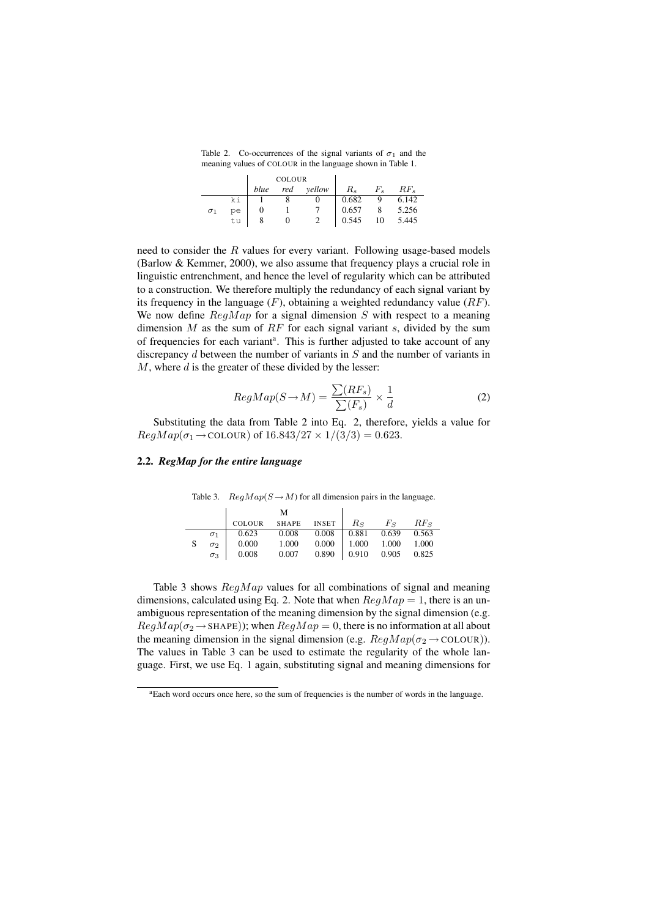Table 2. Co-occurrences of the signal variants of $\sigma_1$ and the meaning values of COLOUR in the language shown in Table 1.

| | | COLOUR | | | | | |
|---|---|---|---|---|---|---|---|
| | | *blue* | *red* | *yellow* | $R_s$ | $F_s$ | $RF_s$ |
| $\sigma_1$ | ki | 1 | 8 | 0 | 0.682 | 9 | 6.142 |
| | pe | 0 | 1 | 7 | 0.657 | 8 | 5.256 |
| | tu | 8 | 0 | 2 | 0.545 | 10 | 5.445 |

need to consider the $R$ values for every variant. Following usage-based models (Barlow & Kemmer, 2000), we also assume that frequency plays a crucial role in linguistic entrenchment, and hence the level of regularity which can be attributed to a construction. We therefore multiply the redundancy of each signal variant by its frequency in the language ($F$), obtaining a weighted redundancy value ($RF$). We now define $RegMap$ for a signal dimension $S$ with respect to a meaning dimension $M$ as the sum of $RF$ for each signal variant $s$, divided by the sum of frequencies for each variant[a]. This is further adjusted to take account of any discrepancy $d$ between the number of variants in $S$ and the number of variants in $M$, where $d$ is the greater of these divided by the lesser:

$$RegMap(S \rightarrow M) = \frac{\sum(RF_s)}{\sum(F_s)} \times \frac{1}{d} \tag{2}$$

Substituting the data from Table 2 into Eq. 2, therefore, yields a value for $RegMap(\sigma_1 \rightarrow \text{COLOUR})$ of $16.843/27 \times 1/(3/3) = 0.623$.

### 2.2. *RegMap for the entire language*

Table 3. $RegMap(S \rightarrow M)$ for all dimension pairs in the language.

| | | M | | | | | |
|---|---|---|---|---|---|---|---|
| | | COLOUR | SHAPE | INSET | $R_S$ | $F_S$ | $RF_S$ |
| S | $\sigma_1$ | 0.623 | 0.008 | 0.008 | 0.881 | 0.639 | 0.563 |
| | $\sigma_2$ | 0.000 | 1.000 | 0.000 | 1.000 | 1.000 | 1.000 |
| | $\sigma_3$ | 0.008 | 0.007 | 0.890 | 0.910 | 0.905 | 0.825 |

Table 3 shows $RegMap$ values for all combinations of signal and meaning dimensions, calculated using Eq. 2. Note that when $RegMap = 1$, there is an unambiguous representation of the meaning dimension by the signal dimension (e.g. $RegMap(\sigma_2 \rightarrow \text{SHAPE})$); when $RegMap = 0$, there is no information at all about the meaning dimension in the signal dimension (e.g. $RegMap(\sigma_2 \rightarrow \text{COLOUR})$). The values in Table 3 can be used to estimate the regularity of the whole language. First, we use Eq. 1 again, substituting signal and meaning dimensions for

[a] Each word occurs once here, so the sum of frequencies is the number of words in the language.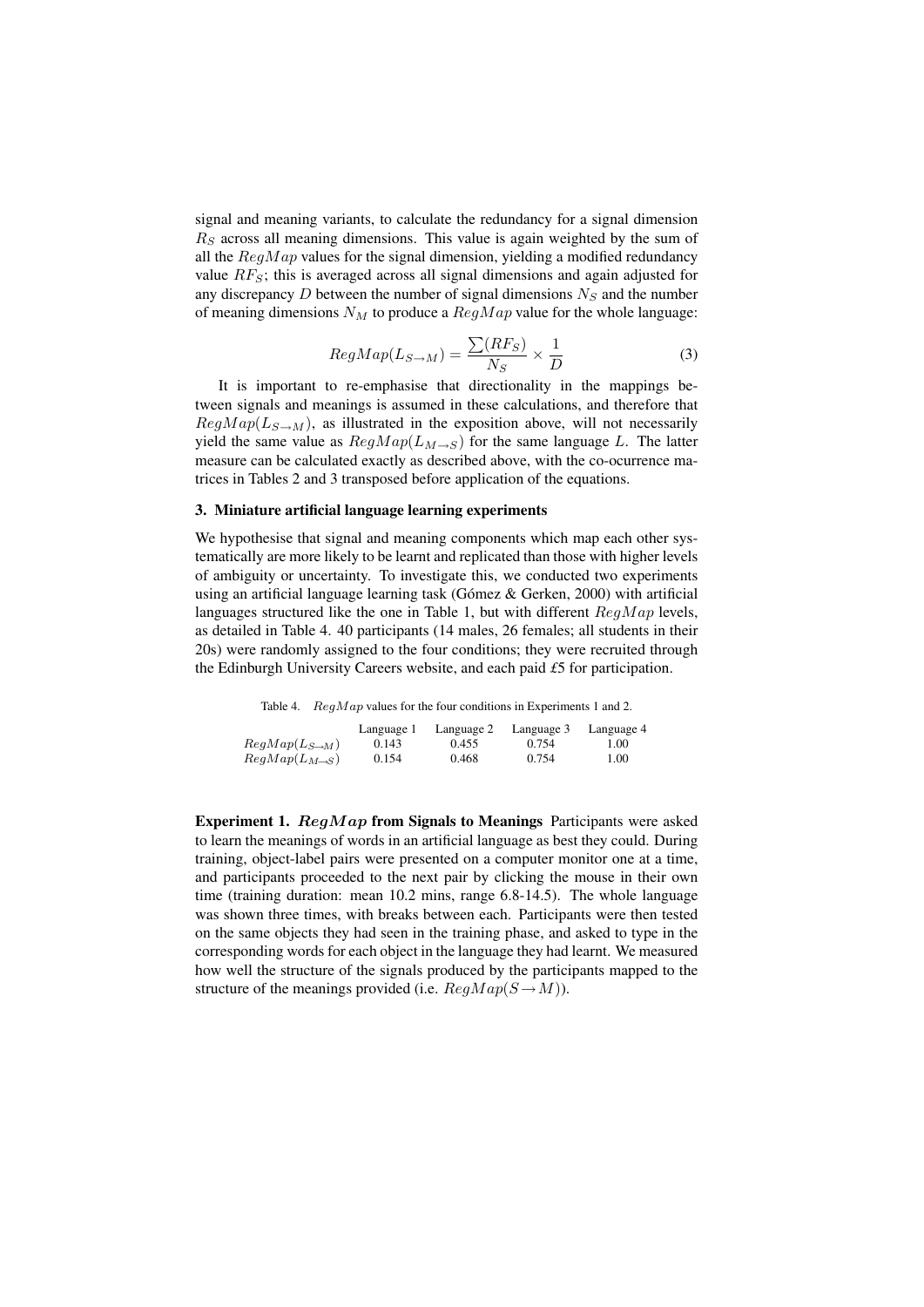signal and meaning variants, to calculate the redundancy for a signal dimension $R_S$ across all meaning dimensions. This value is again weighted by the sum of all the $RegMap$ values for the signal dimension, yielding a modified redundancy value $RF_S$; this is averaged across all signal dimensions and again adjusted for any discrepancy $D$ between the number of signal dimensions $N_S$ and the number of meaning dimensions $N_M$ to produce a $RegMap$ value for the whole language:

$$RegMap(L_{S \to M}) = \frac{\sum(RF_S)}{N_S} \times \frac{1}{D} \tag{3}$$

It is important to re-emphasise that directionality in the mappings between signals and meanings is assumed in these calculations, and therefore that $RegMap(L_{S \to M})$, as illustrated in the exposition above, will not necessarily yield the same value as $RegMap(L_{M \to S})$ for the same language $L$. The latter measure can be calculated exactly as described above, with the co-ocurrence matrices in Tables 2 and 3 transposed before application of the equations.

## 3. Miniature artificial language learning experiments

We hypothesise that signal and meaning components which map each other systematically are more likely to be learnt and replicated than those with higher levels of ambiguity or uncertainty. To investigate this, we conducted two experiments using an artificial language learning task (Gómez & Gerken, 2000) with artificial languages structured like the one in Table 1, but with different $RegMap$ levels, as detailed in Table 4. 40 participants (14 males, 26 females; all students in their 20s) were randomly assigned to the four conditions; they were recruited through the Edinburgh University Careers website, and each paid £5 for participation.

Table 4. $RegMap$ values for the four conditions in Experiments 1 and 2.

| | Language 1 | Language 2 | Language 3 | Language 4 |
|---|---|---|---|---|
| $RegMap(L_{S \to M})$ | 0.143 | 0.455 | 0.754 | 1.00 |
| $RegMap(L_{M \to S})$ | 0.154 | 0.468 | 0.754 | 1.00 |

**Experiment 1. $RegMap$ from Signals to Meanings** Participants were asked to learn the meanings of words in an artificial language as best they could. During training, object-label pairs were presented on a computer monitor one at a time, and participants proceeded to the next pair by clicking the mouse in their own time (training duration: mean 10.2 mins, range 6.8-14.5). The whole language was shown three times, with breaks between each. Participants were then tested on the same objects they had seen in the training phase, and asked to type in the corresponding words for each object in the language they had learnt. We measured how well the structure of the signals produced by the participants mapped to the structure of the meanings provided (i.e. $RegMap(S \to M)$).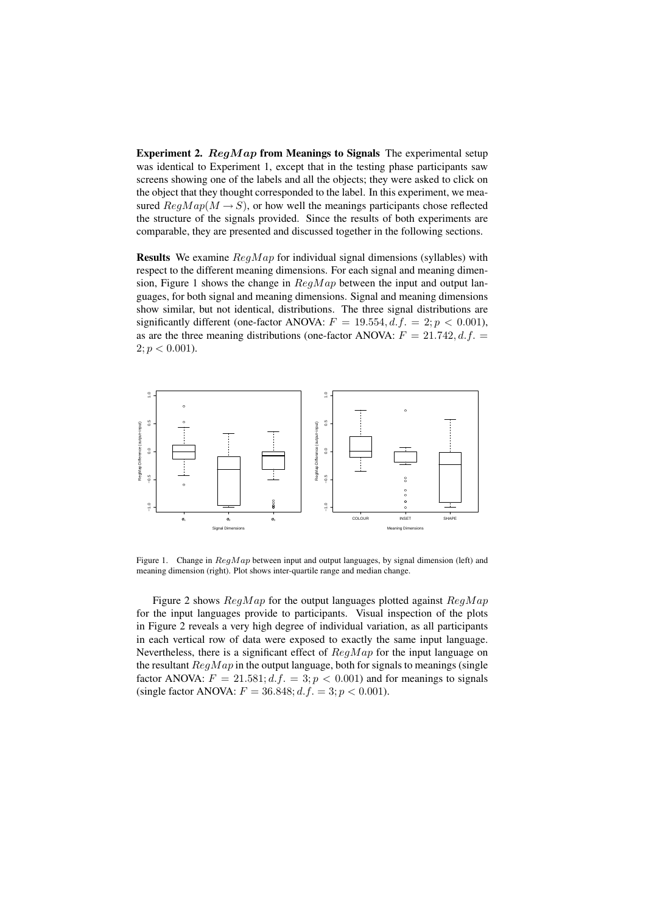**Experiment 2. $RegMap$ from Meanings to Signals** The experimental setup was identical to Experiment 1, except that in the testing phase participants saw screens showing one of the labels and all the objects; they were asked to click on the object that they thought corresponded to the label. In this experiment, we measured $RegMap(M \rightarrow S)$, or how well the meanings participants chose reflected the structure of the signals provided. Since the results of both experiments are comparable, they are presented and discussed together in the following sections.

**Results** We examine $RegMap$ for individual signal dimensions (syllables) with respect to the different meaning dimensions. For each signal and meaning dimension, Figure 1 shows the change in $RegMap$ between the input and output languages, for both signal and meaning dimensions. Signal and meaning dimensions show similar, but not identical, distributions. The three signal distributions are significantly different (one-factor ANOVA: $F = 19.554, d.f. = 2; p < 0.001$), as are the three meaning distributions (one-factor ANOVA: $F = 21.742, d.f. = 2; p < 0.001$).

Figure 1. Change in $RegMap$ between input and output languages, by signal dimension (left) and meaning dimension (right). Plot shows inter-quartile range and median change.

Figure 2 shows $RegMap$ for the output languages plotted against $RegMap$ for the input languages provide to participants. Visual inspection of the plots in Figure 2 reveals a very high degree of individual variation, as all participants in each vertical row of data were exposed to exactly the same input language. Nevertheless, there is a significant effect of $RegMap$ for the input language on the resultant $RegMap$ in the output language, both for signals to meanings (single factor ANOVA: $F = 21.581; d.f. = 3; p < 0.001$) and for meanings to signals (single factor ANOVA: $F = 36.848; d.f. = 3; p < 0.001$).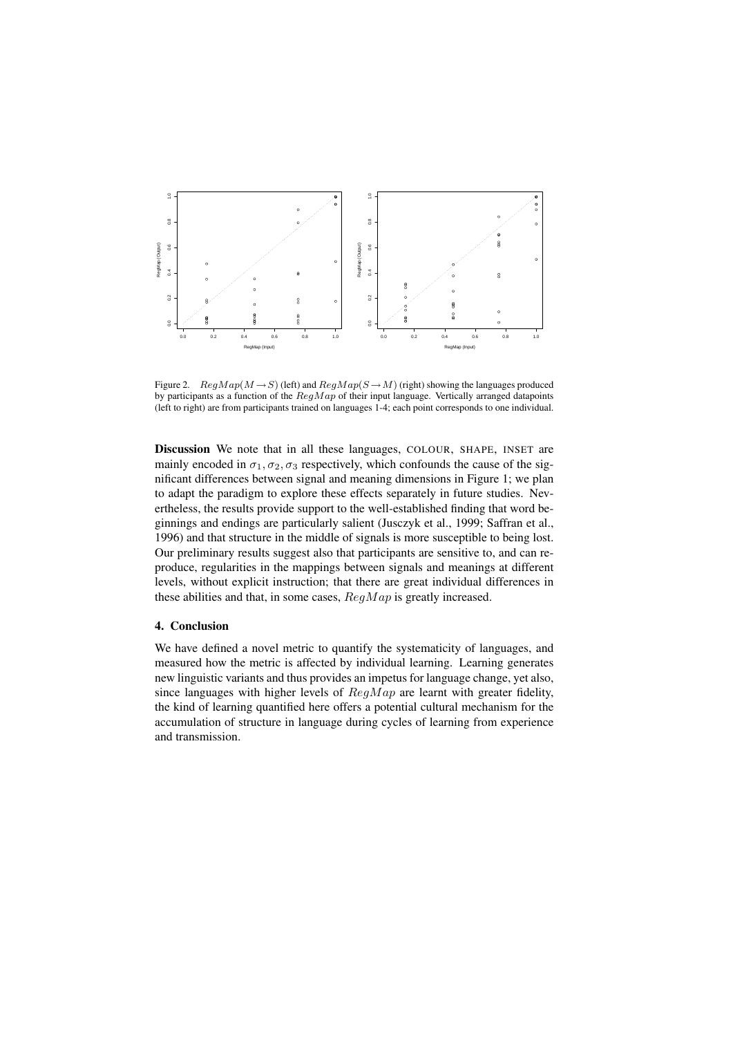Figure 2. $RegMap(M \rightarrow S)$ (left) and $RegMap(S \rightarrow M)$ (right) showing the languages produced by participants as a function of the $RegMap$ of their input language. Vertically arranged datapoints (left to right) are from participants trained on languages 1-4; each point corresponds to one individual.

**Discussion** We note that in all these languages, COLOUR, SHAPE, INSET are mainly encoded in $\sigma_1, \sigma_2, \sigma_3$ respectively, which confounds the cause of the significant differences between signal and meaning dimensions in Figure 1; we plan to adapt the paradigm to explore these effects separately in future studies. Nevertheless, the results provide support to the well-established finding that word beginnings and endings are particularly salient (Jusczyk et al., 1999; Saffran et al., 1996) and that structure in the middle of signals is more susceptible to being lost. Our preliminary results suggest also that participants are sensitive to, and can reproduce, regularities in the mappings between signals and meanings at different levels, without explicit instruction; that there are great individual differences in these abilities and that, in some cases, $RegMap$ is greatly increased.

## 4. Conclusion

We have defined a novel metric to quantify the systematicity of languages, and measured how the metric is affected by individual learning. Learning generates new linguistic variants and thus provides an impetus for language change, yet also, since languages with higher levels of $RegMap$ are learnt with greater fidelity, the kind of learning quantified here offers a potential cultural mechanism for the accumulation of structure in language during cycles of learning from experience and transmission.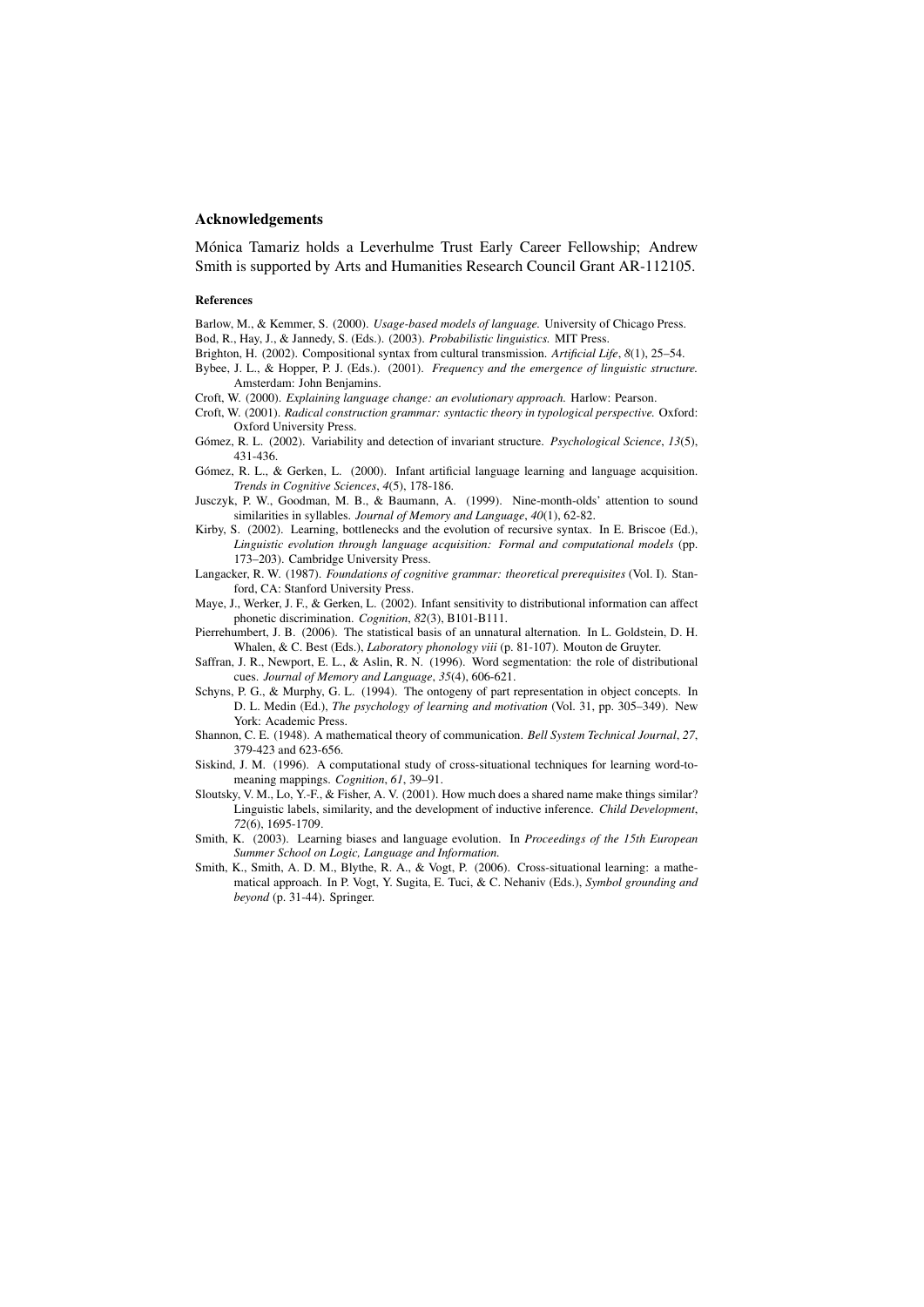## Acknowledgements

Mónica Tamariz holds a Leverhulme Trust Early Career Fellowship; Andrew Smith is supported by Arts and Humanities Research Council Grant AR-112105.

### References

Barlow, M., & Kemmer, S. (2000). *Usage-based models of language.* University of Chicago Press.

Bod, R., Hay, J., & Jannedy, S. (Eds.). (2003). *Probabilistic linguistics.* MIT Press.

Brighton, H. (2002). Compositional syntax from cultural transmission. *Artificial Life*, *8*(1), 25–54.

Bybee, J. L., & Hopper, P. J. (Eds.). (2001). *Frequency and the emergence of linguistic structure.* Amsterdam: John Benjamins.

Croft, W. (2000). *Explaining language change: an evolutionary approach.* Harlow: Pearson.

Croft, W. (2001). *Radical construction grammar: syntactic theory in typological perspective.* Oxford: Oxford University Press.

Gómez, R. L. (2002). Variability and detection of invariant structure. *Psychological Science*, *13*(5), 431-436.

Gómez, R. L., & Gerken, L. (2000). Infant artificial language learning and language acquisition. *Trends in Cognitive Sciences*, *4*(5), 178-186.

Jusczyk, P. W., Goodman, M. B., & Baumann, A. (1999). Nine-month-olds' attention to sound similarities in syllables. *Journal of Memory and Language*, *40*(1), 62-82.

Kirby, S. (2002). Learning, bottlenecks and the evolution of recursive syntax. In E. Briscoe (Ed.), *Linguistic evolution through language acquisition: Formal and computational models* (pp. 173–203). Cambridge University Press.

Langacker, R. W. (1987). *Foundations of cognitive grammar: theoretical prerequisites* (Vol. I). Stanford, CA: Stanford University Press.

Maye, J., Werker, J. F., & Gerken, L. (2002). Infant sensitivity to distributional information can affect phonetic discrimination. *Cognition*, *82*(3), B101-B111.

Pierrehumbert, J. B. (2006). The statistical basis of an unnatural alternation. In L. Goldstein, D. H. Whalen, & C. Best (Eds.), *Laboratory phonology viii* (p. 81-107). Mouton de Gruyter.

Saffran, J. R., Newport, E. L., & Aslin, R. N. (1996). Word segmentation: the role of distributional cues. *Journal of Memory and Language*, *35*(4), 606-621.

Schyns, P. G., & Murphy, G. L. (1994). The ontogeny of part representation in object concepts. In D. L. Medin (Ed.), *The psychology of learning and motivation* (Vol. 31, pp. 305–349). New York: Academic Press.

Shannon, C. E. (1948). A mathematical theory of communication. *Bell System Technical Journal*, *27*, 379-423 and 623-656.

Siskind, J. M. (1996). A computational study of cross-situational techniques for learning word-to-meaning mappings. *Cognition*, *61*, 39–91.

Sloutsky, V. M., Lo, Y.-F., & Fisher, A. V. (2001). How much does a shared name make things similar? Linguistic labels, similarity, and the development of inductive inference. *Child Development*, *72*(6), 1695-1709.

Smith, K. (2003). Learning biases and language evolution. In *Proceedings of the 15th European Summer School on Logic, Language and Information.*

Smith, K., Smith, A. D. M., Blythe, R. A., & Vogt, P. (2006). Cross-situational learning: a mathematical approach. In P. Vogt, Y. Sugita, E. Tuci, & C. Nehaniv (Eds.), *Symbol grounding and beyond* (p. 31-44). Springer.